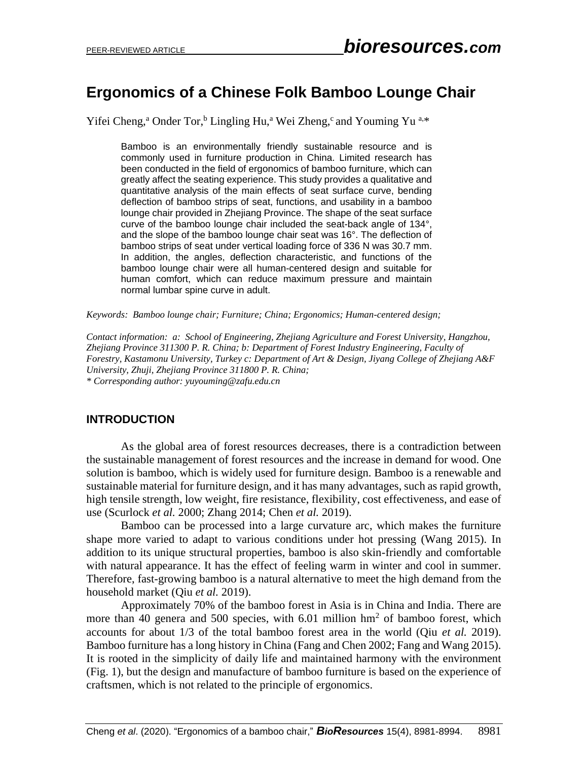# Ergonomics of a Chinese Folk Bamboo Lounge Chair

Yifei Cheng,[a] Onder Tor,[b] Lingling Hu,[a] Wei Zheng,[c] and Youming Yu [a,]*

Bamboo is an environmentally friendly sustainable resource and is commonly used in furniture production in China. Limited research has been conducted in the field of ergonomics of bamboo furniture, which can greatly affect the seating experience. This study provides a qualitative and quantitative analysis of the main effects of seat surface curve, bending deflection of bamboo strips of seat, functions, and usability in a bamboo lounge chair provided in Zhejiang Province. The shape of the seat surface curve of the bamboo lounge chair included the seat-back angle of 134°, and the slope of the bamboo lounge chair seat was 16°. The deflection of bamboo strips of seat under vertical loading force of 336 N was 30.7 mm. In addition, the angles, deflection characteristic, and functions of the bamboo lounge chair were all human-centered design and suitable for human comfort, which can reduce maximum pressure and maintain normal lumbar spine curve in adult.

*Keywords: Bamboo lounge chair; Furniture; China; Ergonomics; Human-centered design;*

*Contact information: a: School of Engineering, Zhejiang Agriculture and Forest University, Hangzhou, Zhejiang Province 311300 P. R. China; b: Department of Forest Industry Engineering, Faculty of Forestry, Kastamonu University, Turkey c: Department of Art & Design, Jiyang College of Zhejiang A&F University, Zhuji, Zhejiang Province 311800 P. R. China;*
*\* Corresponding author: yuyouming@zafu.edu.cn*

## INTRODUCTION

As the global area of forest resources decreases, there is a contradiction between the sustainable management of forest resources and the increase in demand for wood. One solution is bamboo, which is widely used for furniture design. Bamboo is a renewable and sustainable material for furniture design, and it has many advantages, such as rapid growth, high tensile strength, low weight, fire resistance, flexibility, cost effectiveness, and ease of use (Scurlock *et al.* 2000; Zhang 2014; Chen *et al.* 2019).

Bamboo can be processed into a large curvature arc, which makes the furniture shape more varied to adapt to various conditions under hot pressing (Wang 2015). In addition to its unique structural properties, bamboo is also skin-friendly and comfortable with natural appearance. It has the effect of feeling warm in winter and cool in summer. Therefore, fast-growing bamboo is a natural alternative to meet the high demand from the household market (Qiu *et al.* 2019).

Approximately 70% of the bamboo forest in Asia is in China and India. There are more than 40 genera and 500 species, with 6.01 million $hm^2$ of bamboo forest, which accounts for about 1/3 of the total bamboo forest area in the world (Qiu *et al.* 2019). Bamboo furniture has a long history in China (Fang and Chen 2002; Fang and Wang 2015). It is rooted in the simplicity of daily life and maintained harmony with the environment (Fig. 1), but the design and manufacture of bamboo furniture is based on the experience of craftsmen, which is not related to the principle of ergonomics.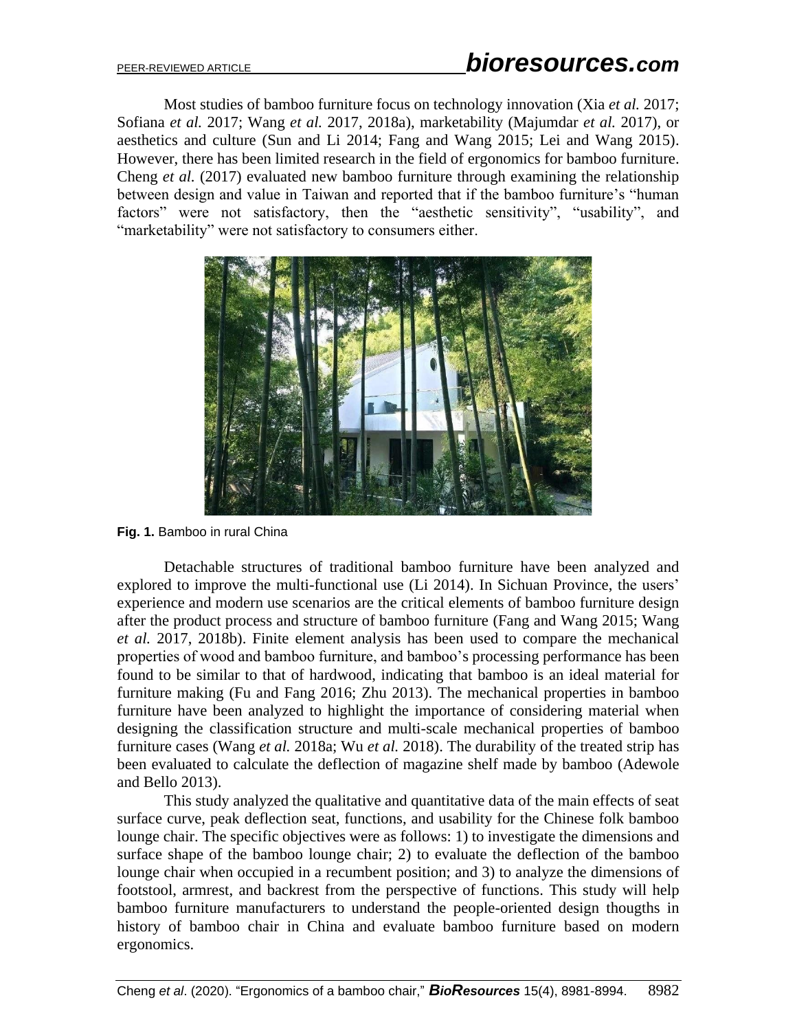Most studies of bamboo furniture focus on technology innovation (Xia *et al.* 2017; Sofiana *et al.* 2017; Wang *et al.* 2017, 2018a), marketability (Majumdar *et al.* 2017), or aesthetics and culture (Sun and Li 2014; Fang and Wang 2015; Lei and Wang 2015). However, there has been limited research in the field of ergonomics for bamboo furniture. Cheng *et al.* (2017) evaluated new bamboo furniture through examining the relationship between design and value in Taiwan and reported that if the bamboo furniture's "human factors" were not satisfactory, then the "aesthetic sensitivity", "usability", and "marketability" were not satisfactory to consumers either.

**Fig. 1.** Bamboo in rural China

Detachable structures of traditional bamboo furniture have been analyzed and explored to improve the multi-functional use (Li 2014). In Sichuan Province, the users' experience and modern use scenarios are the critical elements of bamboo furniture design after the product process and structure of bamboo furniture (Fang and Wang 2015; Wang *et al.* 2017, 2018b). Finite element analysis has been used to compare the mechanical properties of wood and bamboo furniture, and bamboo's processing performance has been found to be similar to that of hardwood, indicating that bamboo is an ideal material for furniture making (Fu and Fang 2016; Zhu 2013). The mechanical properties in bamboo furniture have been analyzed to highlight the importance of considering material when designing the classification structure and multi-scale mechanical properties of bamboo furniture cases (Wang *et al.* 2018a; Wu *et al.* 2018). The durability of the treated strip has been evaluated to calculate the deflection of magazine shelf made by bamboo (Adewole and Bello 2013).

This study analyzed the qualitative and quantitative data of the main effects of seat surface curve, peak deflection seat, functions, and usability for the Chinese folk bamboo lounge chair. The specific objectives were as follows: 1) to investigate the dimensions and surface shape of the bamboo lounge chair; 2) to evaluate the deflection of the bamboo lounge chair when occupied in a recumbent position; and 3) to analyze the dimensions of footstool, armrest, and backrest from the perspective of functions. This study will help bamboo furniture manufacturers to understand the people-oriented design thougths in history of bamboo chair in China and evaluate bamboo furniture based on modern ergonomics.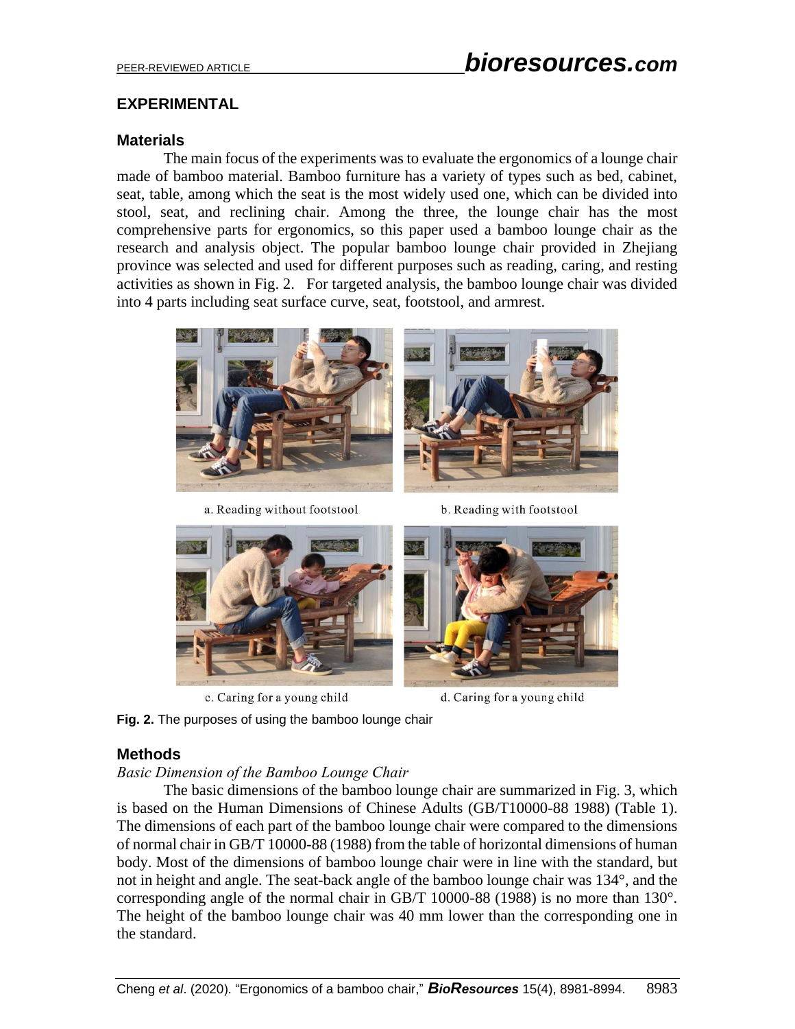## EXPERIMENTAL

### Materials

The main focus of the experiments was to evaluate the ergonomics of a lounge chair made of bamboo material. Bamboo furniture has a variety of types such as bed, cabinet, seat, table, among which the seat is the most widely used one, which can be divided into stool, seat, and reclining chair. Among the three, the lounge chair has the most comprehensive parts for ergonomics, so this paper used a bamboo lounge chair as the research and analysis object. The popular bamboo lounge chair provided in Zhejiang province was selected and used for different purposes such as reading, caring, and resting activities as shown in Fig. 2. For targeted analysis, the bamboo lounge chair was divided into 4 parts including seat surface curve, seat, footstool, and armrest.

a. Reading without footstool

b. Reading with footstool

c. Caring for a young child

d. Caring for a young child

**Fig. 2.** The purposes of using the bamboo lounge chair

### Methods

*Basic Dimension of the Bamboo Lounge Chair*

The basic dimensions of the bamboo lounge chair are summarized in Fig. 3, which is based on the Human Dimensions of Chinese Adults (GB/T10000-88 1988) (Table 1). The dimensions of each part of the bamboo lounge chair were compared to the dimensions of normal chair in GB/T 10000-88 (1988) from the table of horizontal dimensions of human body. Most of the dimensions of bamboo lounge chair were in line with the standard, but not in height and angle. The seat-back angle of the bamboo lounge chair was 134°, and the corresponding angle of the normal chair in GB/T 10000-88 (1988) is no more than 130°. The height of the bamboo lounge chair was 40 mm lower than the corresponding one in the standard.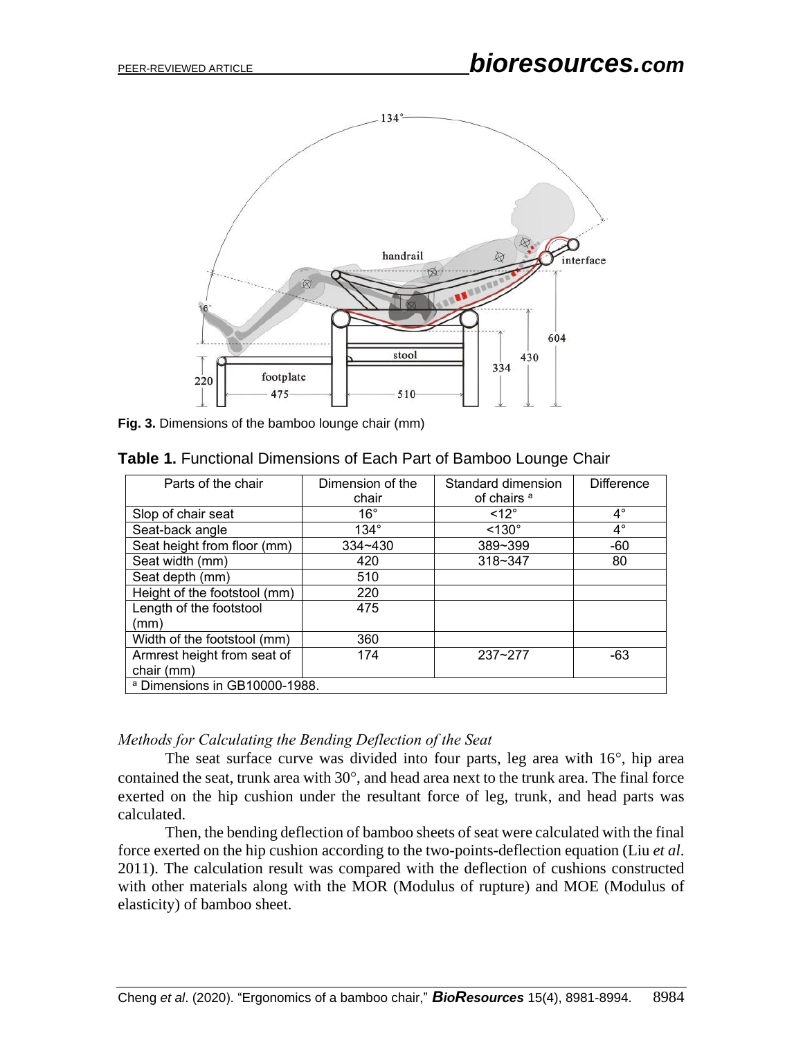**Fig. 3.** Dimensions of the bamboo lounge chair (mm)

**Table 1.** Functional Dimensions of Each Part of Bamboo Lounge Chair

| Parts of the chair | Dimension of the chair | Standard dimension of chairs [a] | Difference |
|---|---|---|---|
| Slop of chair seat | 16° | <12° | 4° |
| Seat-back angle | 134° | <130° | 4° |
| Seat height from floor (mm) | 334~430 | 389~399 | -60 |
| Seat width (mm) | 420 | 318~347 | 80 |
| Seat depth (mm) | 510 | | |
| Height of the footstool (mm) | 220 | | |
| Length of the footstool (mm) | 475 | | |
| Width of the footstool (mm) | 360 | | |
| Armrest height from seat of chair (mm) | 174 | 237~277 | -63 |

[a] Dimensions in GB10000-1988.

*Methods for Calculating the Bending Deflection of the Seat*

The seat surface curve was divided into four parts, leg area with 16°, hip area contained the seat, trunk area with 30°, and head area next to the trunk area. The final force exerted on the hip cushion under the resultant force of leg, trunk, and head parts was calculated.

Then, the bending deflection of bamboo sheets of seat were calculated with the final force exerted on the hip cushion according to the two-points-deflection equation (Liu *et al*. 2011). The calculation result was compared with the deflection of cushions constructed with other materials along with the MOR (Modulus of rupture) and MOE (Modulus of elasticity) of bamboo sheet.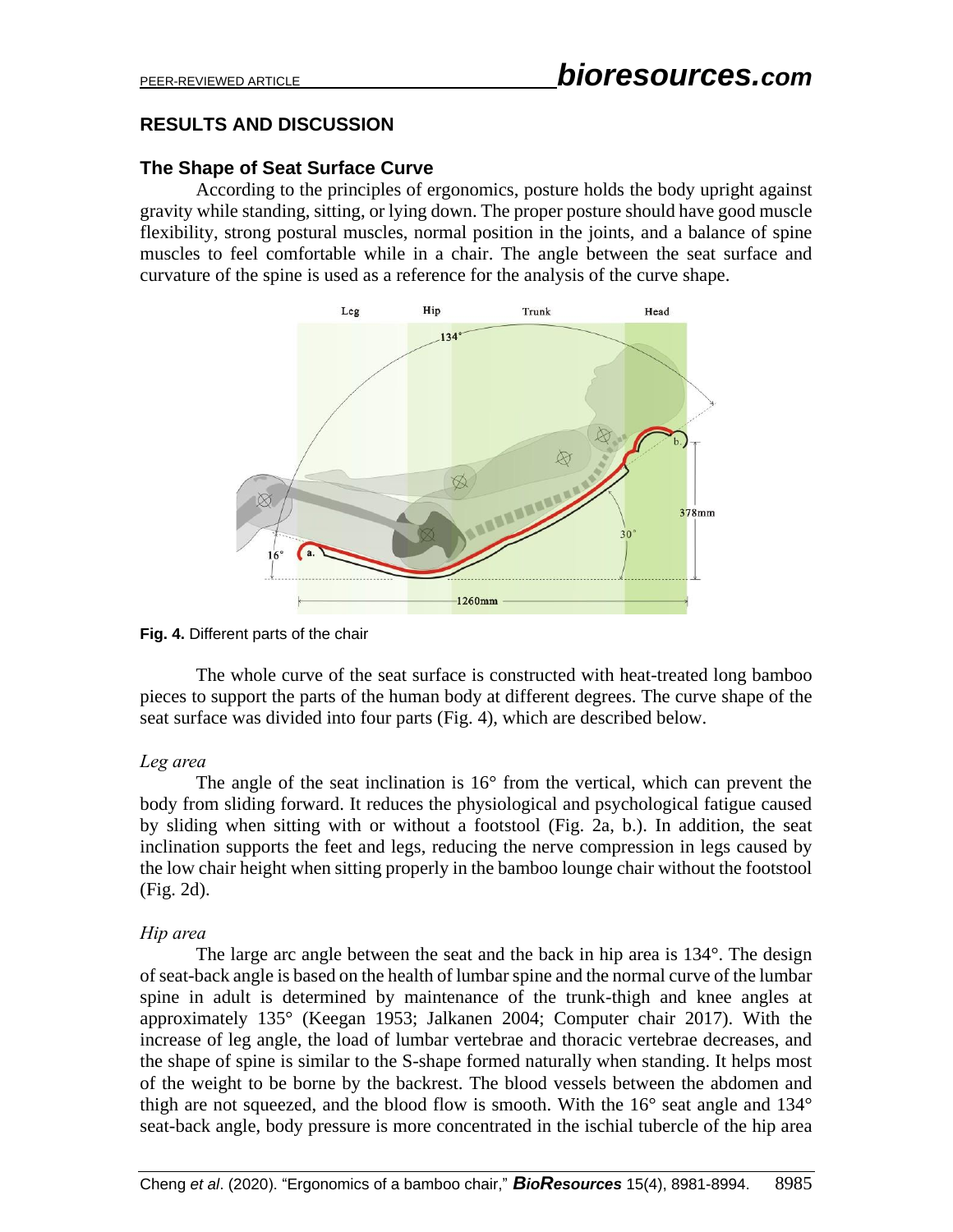## RESULTS AND DISCUSSION

### The Shape of Seat Surface Curve

According to the principles of ergonomics, posture holds the body upright against gravity while standing, sitting, or lying down. The proper posture should have good muscle flexibility, strong postural muscles, normal position in the joints, and a balance of spine muscles to feel comfortable while in a chair. The angle between the seat surface and curvature of the spine is used as a reference for the analysis of the curve shape.

**Fig. 4.** Different parts of the chair

The whole curve of the seat surface is constructed with heat-treated long bamboo pieces to support the parts of the human body at different degrees. The curve shape of the seat surface was divided into four parts (Fig. 4), which are described below.

*Leg area*

The angle of the seat inclination is 16° from the vertical, which can prevent the body from sliding forward. It reduces the physiological and psychological fatigue caused by sliding when sitting with or without a footstool (Fig. 2a, b.). In addition, the seat inclination supports the feet and legs, reducing the nerve compression in legs caused by the low chair height when sitting properly in the bamboo lounge chair without the footstool (Fig. 2d).

*Hip area*

The large arc angle between the seat and the back in hip area is 134°. The design of seat-back angle is based on the health of lumbar spine and the normal curve of the lumbar spine in adult is determined by maintenance of the trunk-thigh and knee angles at approximately 135° (Keegan 1953; Jalkanen 2004; Computer chair 2017). With the increase of leg angle, the load of lumbar vertebrae and thoracic vertebrae decreases, and the shape of spine is similar to the S-shape formed naturally when standing. It helps most of the weight to be borne by the backrest. The blood vessels between the abdomen and thigh are not squeezed, and the blood flow is smooth. With the 16° seat angle and 134° seat-back angle, body pressure is more concentrated in the ischial tubercle of the hip area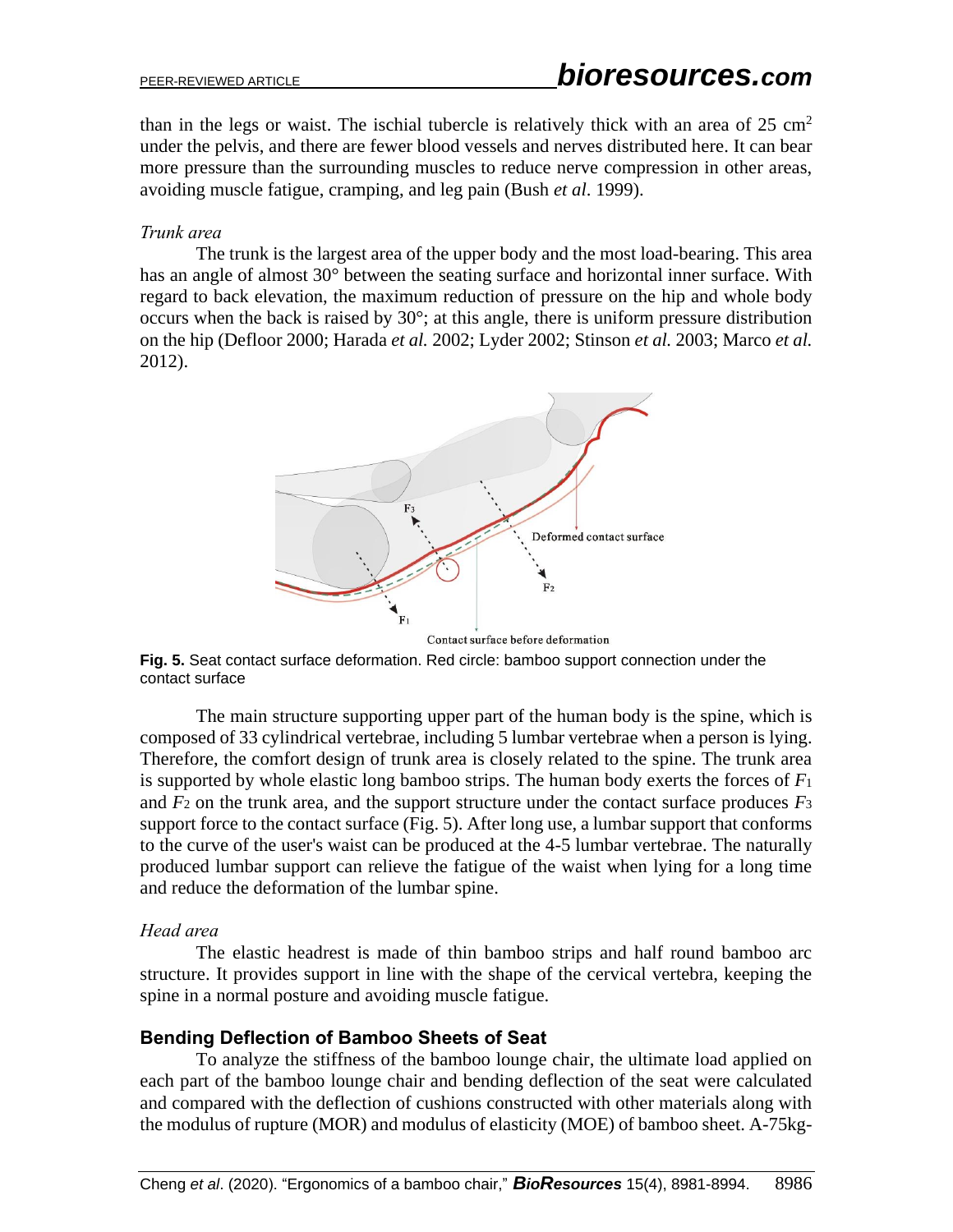than in the legs or waist. The ischial tubercle is relatively thick with an area of 25 $cm^2$ under the pelvis, and there are fewer blood vessels and nerves distributed here. It can bear more pressure than the surrounding muscles to reduce nerve compression in other areas, avoiding muscle fatigue, cramping, and leg pain (Bush *et al*. 1999).

*Trunk area*

The trunk is the largest area of the upper body and the most load-bearing. This area has an angle of almost 30° between the seating surface and horizontal inner surface. With regard to back elevation, the maximum reduction of pressure on the hip and whole body occurs when the back is raised by 30°; at this angle, there is uniform pressure distribution on the hip (Defloor 2000; Harada *et al.* 2002; Lyder 2002; Stinson *et al.* 2003; Marco *et al.* 2012).

**Fig. 5.** Seat contact surface deformation. Red circle: bamboo support connection under the contact surface

The main structure supporting upper part of the human body is the spine, which is composed of 33 cylindrical vertebrae, including 5 lumbar vertebrae when a person is lying. Therefore, the comfort design of trunk area is closely related to the spine. The trunk area is supported by whole elastic long bamboo strips. The human body exerts the forces of $F_1$ and $F_2$ on the trunk area, and the support structure under the contact surface produces $F_3$ support force to the contact surface (Fig. 5). After long use, a lumbar support that conforms to the curve of the user's waist can be produced at the 4-5 lumbar vertebrae. The naturally produced lumbar support can relieve the fatigue of the waist when lying for a long time and reduce the deformation of the lumbar spine.

*Head area*

The elastic headrest is made of thin bamboo strips and half round bamboo arc structure. It provides support in line with the shape of the cervical vertebra, keeping the spine in a normal posture and avoiding muscle fatigue.

## Bending Deflection of Bamboo Sheets of Seat

To analyze the stiffness of the bamboo lounge chair, the ultimate load applied on each part of the bamboo lounge chair and bending deflection of the seat were calculated and compared with the deflection of cushions constructed with other materials along with the modulus of rupture (MOR) and modulus of elasticity (MOE) of bamboo sheet. A-75kg-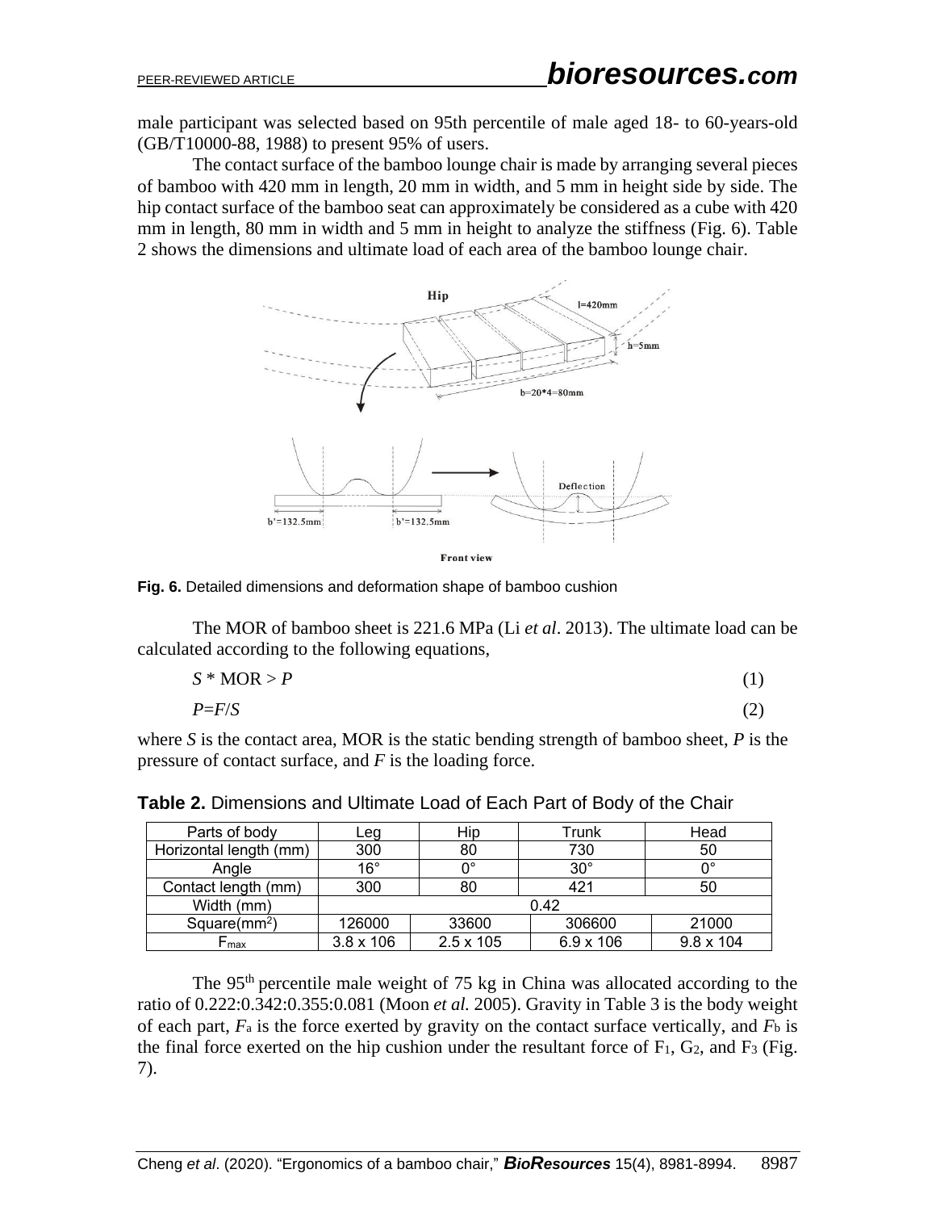male participant was selected based on 95th percentile of male aged 18- to 60-years-old (GB/T10000-88, 1988) to present 95% of users.

The contact surface of the bamboo lounge chair is made by arranging several pieces of bamboo with 420 mm in length, 20 mm in width, and 5 mm in height side by side. The hip contact surface of the bamboo seat can approximately be considered as a cube with 420 mm in length, 80 mm in width and 5 mm in height to analyze the stiffness (Fig. 6). Table 2 shows the dimensions and ultimate load of each area of the bamboo lounge chair.

**Fig. 6.** Detailed dimensions and deformation shape of bamboo cushion

The MOR of bamboo sheet is 221.6 MPa (Li *et al*. 2013). The ultimate load can be calculated according to the following equations,

$$S * \text{MOR} > P \tag{1}$$

$$P = F/S \tag{2}$$

where $S$ is the contact area, MOR is the static bending strength of bamboo sheet, $P$ is the pressure of contact surface, and $F$ is the loading force.

**Table 2.** Dimensions and Ultimate Load of Each Part of Body of the Chair

| Parts of body | Leg | Hip | Trunk | Head |
|---|---|---|---|---|
| Horizontal length (mm) | 300 | 80 | 730 | 50 |
| Angle | 16° | 0° | 30° | 0° |
| Contact length (mm) | 300 | 80 | 421 | 50 |
| Width (mm) | 0.42 | | | |
| Square(mm$^2$) | 126000 | 33600 | 306600 | 21000 |
| $F_{max}$ | 3.8 x 106 | 2.5 x 105 | 6.9 x 106 | 9.8 x 104 |

The 95$^{th}$ percentile male weight of 75 kg in China was allocated according to the ratio of 0.222:0.342:0.355:0.081 (Moon *et al.* 2005). Gravity in Table 3 is the body weight of each part, $F_a$ is the force exerted by gravity on the contact surface vertically, and $F_b$ is the final force exerted on the hip cushion under the resultant force of $F_1$, $G_2$, and $F_3$ (Fig. 7).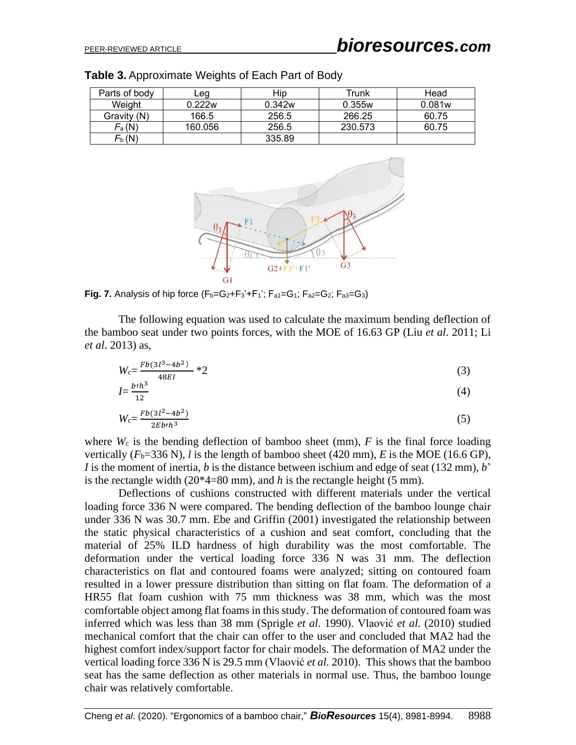**Table 3.** Approximate Weights of Each Part of Body

| Parts of body | Leg | Hip | Trunk | Head |
|---|---|---|---|---|
| Weight | 0.222w | 0.342w | 0.355w | 0.081w |
| Gravity (N) | 166.5 | 256.5 | 266.25 | 60.75 |
| $F_a$ (N) | 160.056 | 256.5 | 230.573 | 60.75 |
| $F_b$ (N) | | 335.89 | | |

**Fig. 7.** Analysis of hip force ($F_b$=$G_2$+$F_3$'+$F_1$'; $F_{a1}$=$G_1$; $F_{a2}$=$G_2$; $F_{a3}$=$G_3$)

The following equation was used to calculate the maximum bending deflection of the bamboo seat under two points forces, with the MOE of 16.63 GP (Liu *et al*. 2011; Li *et al*. 2013) as,

$$W_c = \frac{Fb(3l^3 - 4b^2)}{48EI} * 2 \tag{3}$$

$$I = \frac{b\prime h^3}{12} \tag{4}$$

$$W_c = \frac{Fb(3l^2 - 4b^2)}{2Eb\prime h^3} \tag{5}$$

where $W_c$ is the bending deflection of bamboo sheet (mm), $F$ is the final force loading vertically ($F_b$=336 N), $l$ is the length of bamboo sheet (420 mm), $E$ is the MOE (16.6 GP), $I$ is the moment of inertia, $b$ is the distance between ischium and edge of seat (132 mm), $b$' is the rectangle width (20*4=80 mm), and $h$ is the rectangle height (5 mm).

Deflections of cushions constructed with different materials under the vertical loading force 336 N were compared. The bending deflection of the bamboo lounge chair under 336 N was 30.7 mm. Ebe and Griffin (2001) investigated the relationship between the static physical characteristics of a cushion and seat comfort, concluding that the material of 25% ILD hardness of high durability was the most comfortable. The deformation under the vertical loading force 336 N was 31 mm. The deflection characteristics on flat and contoured foams were analyzed; sitting on contoured foam resulted in a lower pressure distribution than sitting on flat foam. The deformation of a HR55 flat foam cushion with 75 mm thickness was 38 mm, which was the most comfortable object among flat foams in this study. The deformation of contoured foam was inferred which was less than 38 mm (Sprigle *et al.* 1990). Vlaović *et al.* (2010) studied mechanical comfort that the chair can offer to the user and concluded that MA2 had the highest comfort index/support factor for chair models. The deformation of MA2 under the vertical loading force 336 N is 29.5 mm (Vlaović *et al.* 2010). This shows that the bamboo seat has the same deflection as other materials in normal use. Thus, the bamboo lounge chair was relatively comfortable.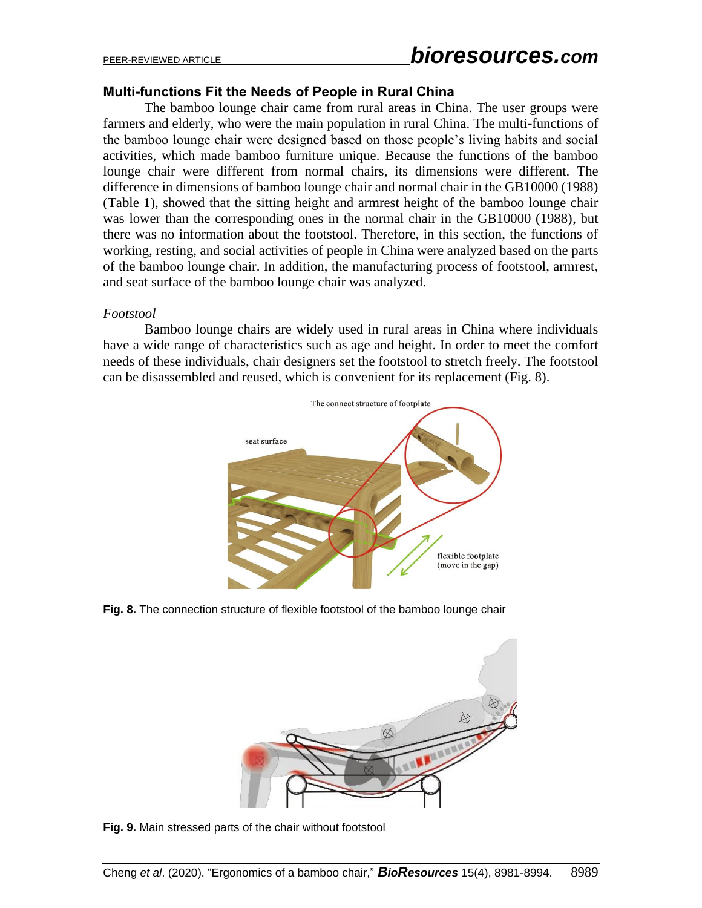## Multi-functions Fit the Needs of People in Rural China

The bamboo lounge chair came from rural areas in China. The user groups were farmers and elderly, who were the main population in rural China. The multi-functions of the bamboo lounge chair were designed based on those people's living habits and social activities, which made bamboo furniture unique. Because the functions of the bamboo lounge chair were different from normal chairs, its dimensions were different. The difference in dimensions of bamboo lounge chair and normal chair in the GB10000 (1988) (Table 1), showed that the sitting height and armrest height of the bamboo lounge chair was lower than the corresponding ones in the normal chair in the GB10000 (1988), but there was no information about the footstool. Therefore, in this section, the functions of working, resting, and social activities of people in China were analyzed based on the parts of the bamboo lounge chair. In addition, the manufacturing process of footstool, armrest, and seat surface of the bamboo lounge chair was analyzed.

### *Footstool*

Bamboo lounge chairs are widely used in rural areas in China where individuals have a wide range of characteristics such as age and height. In order to meet the comfort needs of these individuals, chair designers set the footstool to stretch freely. The footstool can be disassembled and reused, which is convenient for its replacement (Fig. 8).

**Fig. 8.** The connection structure of flexible footstool of the bamboo lounge chair

**Fig. 9.** Main stressed parts of the chair without footstool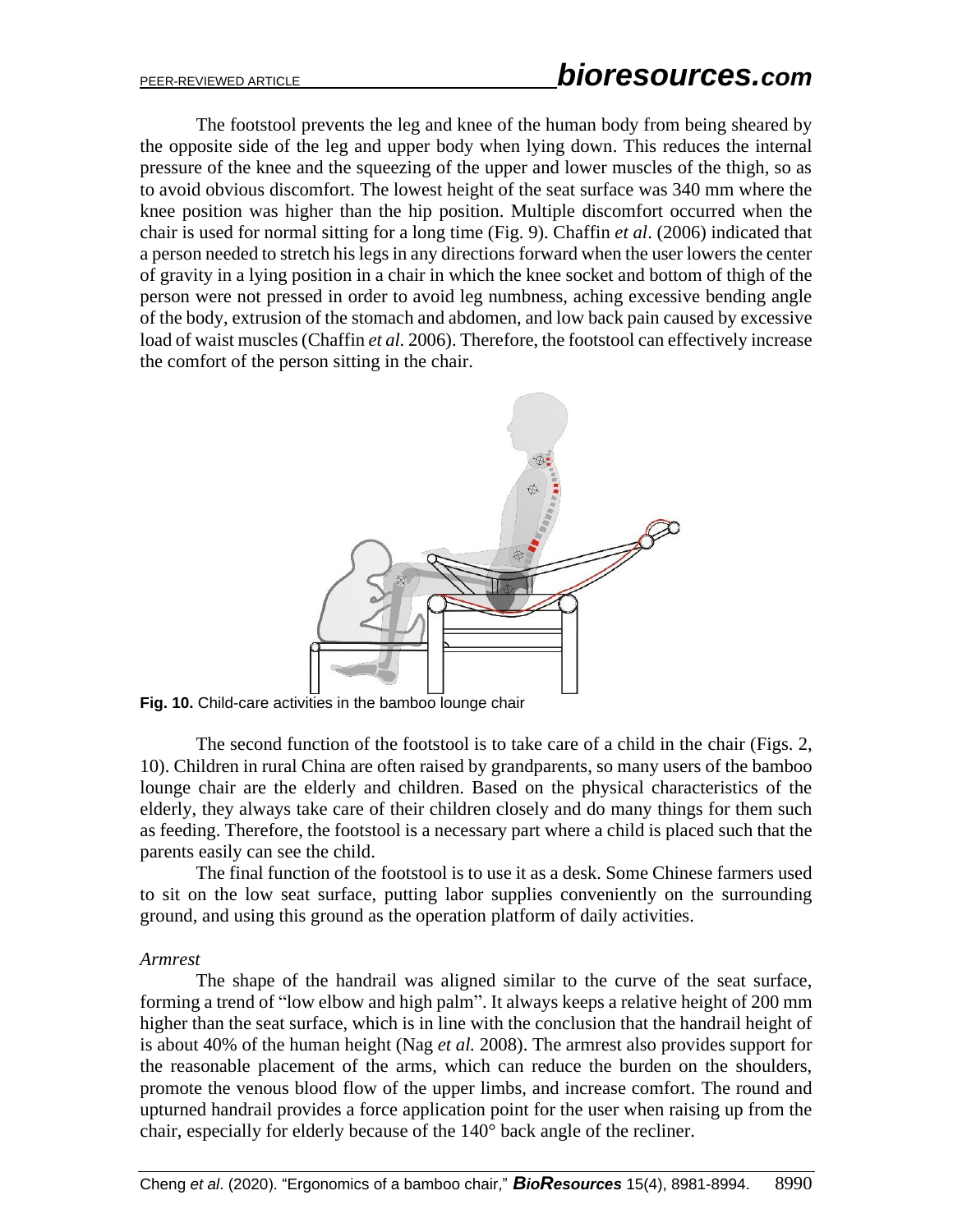The footstool prevents the leg and knee of the human body from being sheared by the opposite side of the leg and upper body when lying down. This reduces the internal pressure of the knee and the squeezing of the upper and lower muscles of the thigh, so as to avoid obvious discomfort. The lowest height of the seat surface was 340 mm where the knee position was higher than the hip position. Multiple discomfort occurred when the chair is used for normal sitting for a long time (Fig. 9). Chaffin *et al*. (2006) indicated that a person needed to stretch his legs in any directions forward when the user lowers the center of gravity in a lying position in a chair in which the knee socket and bottom of thigh of the person were not pressed in order to avoid leg numbness, aching excessive bending angle of the body, extrusion of the stomach and abdomen, and low back pain caused by excessive load of waist muscles (Chaffin *et al*. 2006). Therefore, the footstool can effectively increase the comfort of the person sitting in the chair.

**Fig. 10.** Child-care activities in the bamboo lounge chair

The second function of the footstool is to take care of a child in the chair (Figs. 2, 10). Children in rural China are often raised by grandparents, so many users of the bamboo lounge chair are the elderly and children. Based on the physical characteristics of the elderly, they always take care of their children closely and do many things for them such as feeding. Therefore, the footstool is a necessary part where a child is placed such that the parents easily can see the child.

The final function of the footstool is to use it as a desk. Some Chinese farmers used to sit on the low seat surface, putting labor supplies conveniently on the surrounding ground, and using this ground as the operation platform of daily activities.

*Armrest*

The shape of the handrail was aligned similar to the curve of the seat surface, forming a trend of "low elbow and high palm". It always keeps a relative height of 200 mm higher than the seat surface, which is in line with the conclusion that the handrail height of is about 40% of the human height (Nag *et al.* 2008). The armrest also provides support for the reasonable placement of the arms, which can reduce the burden on the shoulders, promote the venous blood flow of the upper limbs, and increase comfort. The round and upturned handrail provides a force application point for the user when raising up from the chair, especially for elderly because of the 140° back angle of the recliner.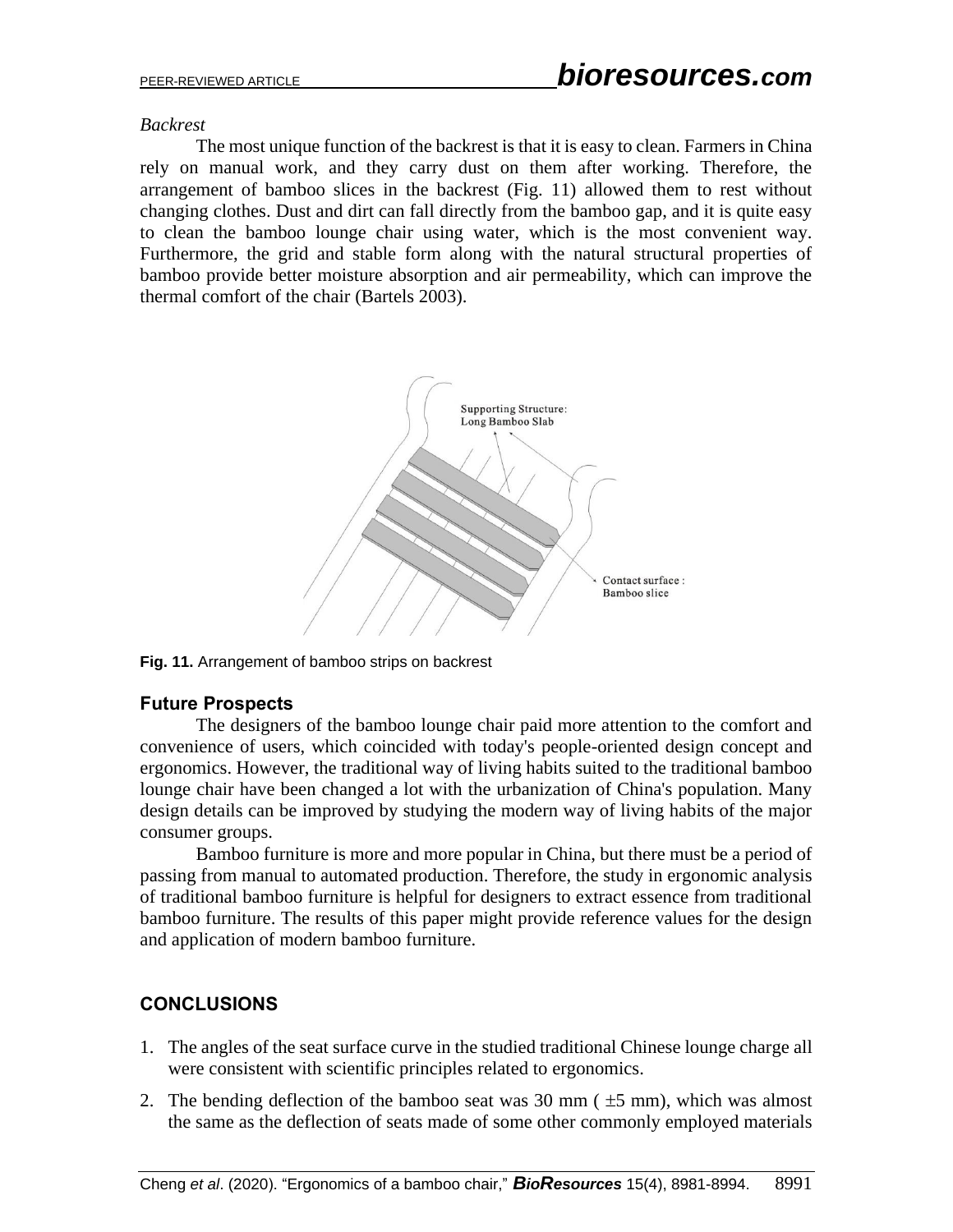*Backrest*

The most unique function of the backrest is that it is easy to clean. Farmers in China rely on manual work, and they carry dust on them after working. Therefore, the arrangement of bamboo slices in the backrest (Fig. 11) allowed them to rest without changing clothes. Dust and dirt can fall directly from the bamboo gap, and it is quite easy to clean the bamboo lounge chair using water, which is the most convenient way. Furthermore, the grid and stable form along with the natural structural properties of bamboo provide better moisture absorption and air permeability, which can improve the thermal comfort of the chair (Bartels 2003).

**Fig. 11.** Arrangement of bamboo strips on backrest

## Future Prospects

The designers of the bamboo lounge chair paid more attention to the comfort and convenience of users, which coincided with today's people-oriented design concept and ergonomics. However, the traditional way of living habits suited to the traditional bamboo lounge chair have been changed a lot with the urbanization of China's population. Many design details can be improved by studying the modern way of living habits of the major consumer groups.

Bamboo furniture is more and more popular in China, but there must be a period of passing from manual to automated production. Therefore, the study in ergonomic analysis of traditional bamboo furniture is helpful for designers to extract essence from traditional bamboo furniture. The results of this paper might provide reference values for the design and application of modern bamboo furniture.

# CONCLUSIONS

1. The angles of the seat surface curve in the studied traditional Chinese lounge charge all were consistent with scientific principles related to ergonomics.
2. The bending deflection of the bamboo seat was 30 mm ( $\pm$5 mm), which was almost the same as the deflection of seats made of some other commonly employed materials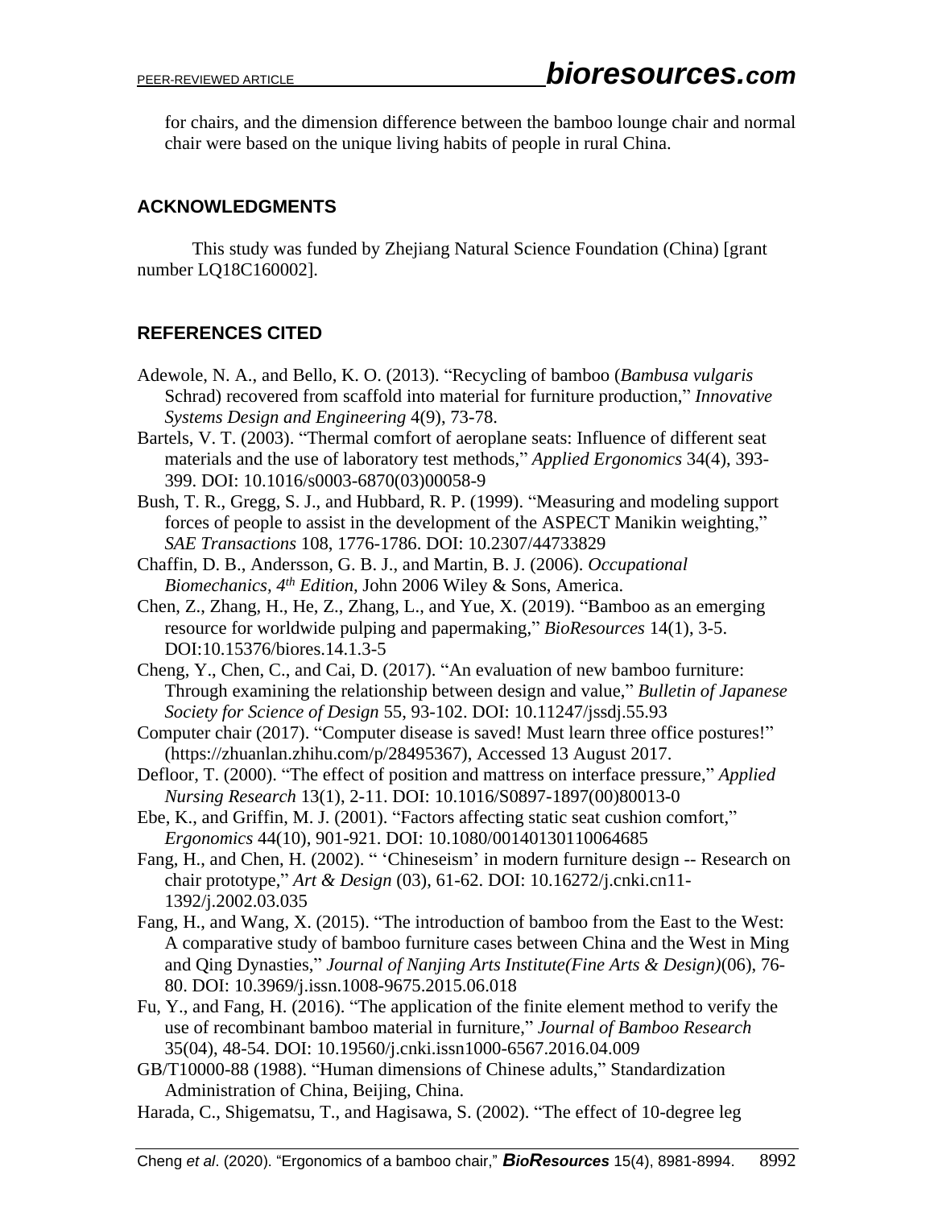for chairs, and the dimension difference between the bamboo lounge chair and normal chair were based on the unique living habits of people in rural China.

## ACKNOWLEDGMENTS

This study was funded by Zhejiang Natural Science Foundation (China) [grant number LQ18C160002].

## REFERENCES CITED

Adewole, N. A., and Bello, K. O. (2013). "Recycling of bamboo (*Bambusa vulgaris* Schrad) recovered from scaffold into material for furniture production," *Innovative Systems Design and Engineering* 4(9), 73-78.

Bartels, V. T. (2003). "Thermal comfort of aeroplane seats: Influence of different seat materials and the use of laboratory test methods," *Applied Ergonomics* 34(4), 393-399. DOI: 10.1016/s0003-6870(03)00058-9

Bush, T. R., Gregg, S. J., and Hubbard, R. P. (1999). "Measuring and modeling support forces of people to assist in the development of the ASPECT Manikin weighting," *SAE Transactions* 108, 1776-1786. DOI: 10.2307/44733829

Chaffin, D. B., Andersson, G. B. J., and Martin, B. J. (2006). *Occupational Biomechanics, 4th Edition*, John 2006 Wiley & Sons, America.

Chen, Z., Zhang, H., He, Z., Zhang, L., and Yue, X. (2019). "Bamboo as an emerging resource for worldwide pulping and papermaking," *BioResources* 14(1), 3-5. DOI:10.15376/biores.14.1.3-5

Cheng, Y., Chen, C., and Cai, D. (2017). "An evaluation of new bamboo furniture: Through examining the relationship between design and value," *Bulletin of Japanese Society for Science of Design* 55, 93-102. DOI: 10.11247/jssdj.55.93

Computer chair (2017). "Computer disease is saved! Must learn three office postures!" (https://zhuanlan.zhihu.com/p/28495367), Accessed 13 August 2017.

Defloor, T. (2000). "The effect of position and mattress on interface pressure," *Applied Nursing Research* 13(1), 2-11. DOI: 10.1016/S0897-1897(00)80013-0

Ebe, K., and Griffin, M. J. (2001). "Factors affecting static seat cushion comfort," *Ergonomics* 44(10), 901-921. DOI: 10.1080/00140130110064685

Fang, H., and Chen, H. (2002). " 'Chineseism' in modern furniture design -- Research on chair prototype," *Art & Design* (03), 61-62. DOI: 10.16272/j.cnki.cn11-1392/j.2002.03.035

Fang, H., and Wang, X. (2015). "The introduction of bamboo from the East to the West: A comparative study of bamboo furniture cases between China and the West in Ming and Qing Dynasties," *Journal of Nanjing Arts Institute(Fine Arts & Design)*(06), 76-80. DOI: 10.3969/j.issn.1008-9675.2015.06.018

Fu, Y., and Fang, H. (2016). "The application of the finite element method to verify the use of recombinant bamboo material in furniture," *Journal of Bamboo Research* 35(04), 48-54. DOI: 10.19560/j.cnki.issn1000-6567.2016.04.009

GB/T10000-88 (1988). "Human dimensions of Chinese adults," Standardization Administration of China, Beijing, China.

Harada, C., Shigematsu, T., and Hagisawa, S. (2002). "The effect of 10-degree leg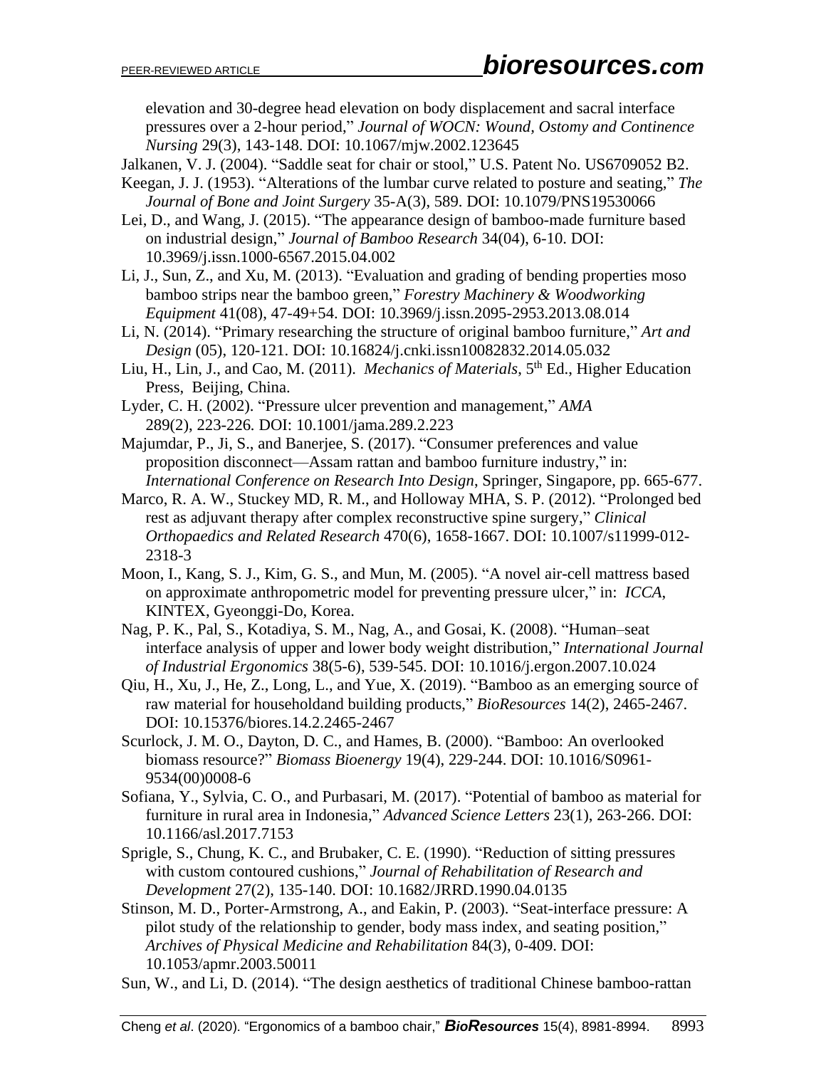elevation and 30-degree head elevation on body displacement and sacral interface pressures over a 2-hour period," *Journal of WOCN: Wound, Ostomy and Continence Nursing* 29(3), 143-148. DOI: 10.1067/mjw.2002.123645

Jalkanen, V. J. (2004). "Saddle seat for chair or stool," U.S. Patent No. US6709052 B2.

Keegan, J. J. (1953). "Alterations of the lumbar curve related to posture and seating," *The Journal of Bone and Joint Surgery* 35-A(3), 589. DOI: 10.1079/PNS19530066

Lei, D., and Wang, J. (2015). "The appearance design of bamboo-made furniture based on industrial design," *Journal of Bamboo Research* 34(04), 6-10. DOI: 10.3969/j.issn.1000-6567.2015.04.002

Li, J., Sun, Z., and Xu, M. (2013). "Evaluation and grading of bending properties moso bamboo strips near the bamboo green," *Forestry Machinery & Woodworking Equipment* 41(08), 47-49+54. DOI: 10.3969/j.issn.2095-2953.2013.08.014

Li, N. (2014). "Primary researching the structure of original bamboo furniture," *Art and Design* (05), 120-121. DOI: 10.16824/j.cnki.issn10082832.2014.05.032

Liu, H., Lin, J., and Cao, M. (2011). *Mechanics of Materials*, 5th Ed., Higher Education Press, Beijing, China.

Lyder, C. H. (2002). "Pressure ulcer prevention and management," *AMA* 289(2), 223-226. DOI: 10.1001/jama.289.2.223

Majumdar, P., Ji, S., and Banerjee, S. (2017). "Consumer preferences and value proposition disconnect—Assam rattan and bamboo furniture industry," in: *International Conference on Research Into Design*, Springer, Singapore, pp. 665-677.

Marco, R. A. W., Stuckey MD, R. M., and Holloway MHA, S. P. (2012). "Prolonged bed rest as adjuvant therapy after complex reconstructive spine surgery," *Clinical Orthopaedics and Related Research* 470(6), 1658-1667. DOI: 10.1007/s11999-012-2318-3

Moon, I., Kang, S. J., Kim, G. S., and Mun, M. (2005). "A novel air-cell mattress based on approximate anthropometric model for preventing pressure ulcer," in: *ICCA*, KINTEX, Gyeonggi-Do, Korea.

Nag, P. K., Pal, S., Kotadiya, S. M., Nag, A., and Gosai, K. (2008). "Human–seat interface analysis of upper and lower body weight distribution," *International Journal of Industrial Ergonomics* 38(5-6), 539-545. DOI: 10.1016/j.ergon.2007.10.024

Qiu, H., Xu, J., He, Z., Long, L., and Yue, X. (2019). "Bamboo as an emerging source of raw material for householdand building products," *BioResources* 14(2), 2465-2467. DOI: 10.15376/biores.14.2.2465-2467

Scurlock, J. M. O., Dayton, D. C., and Hames, B. (2000). "Bamboo: An overlooked biomass resource?" *Biomass Bioenergy* 19(4), 229-244. DOI: 10.1016/S0961-9534(00)0008-6

Sofiana, Y., Sylvia, C. O., and Purbasari, M. (2017). "Potential of bamboo as material for furniture in rural area in Indonesia," *Advanced Science Letters* 23(1), 263-266. DOI: 10.1166/asl.2017.7153

Sprigle, S., Chung, K. C., and Brubaker, C. E. (1990). "Reduction of sitting pressures with custom contoured cushions," *Journal of Rehabilitation of Research and Development* 27(2), 135-140. DOI: 10.1682/JRRD.1990.04.0135

Stinson, M. D., Porter-Armstrong, A., and Eakin, P. (2003). "Seat-interface pressure: A pilot study of the relationship to gender, body mass index, and seating position," *Archives of Physical Medicine and Rehabilitation* 84(3), 0-409. DOI: 10.1053/apmr.2003.50011

Sun, W., and Li, D. (2014). "The design aesthetics of traditional Chinese bamboo-rattan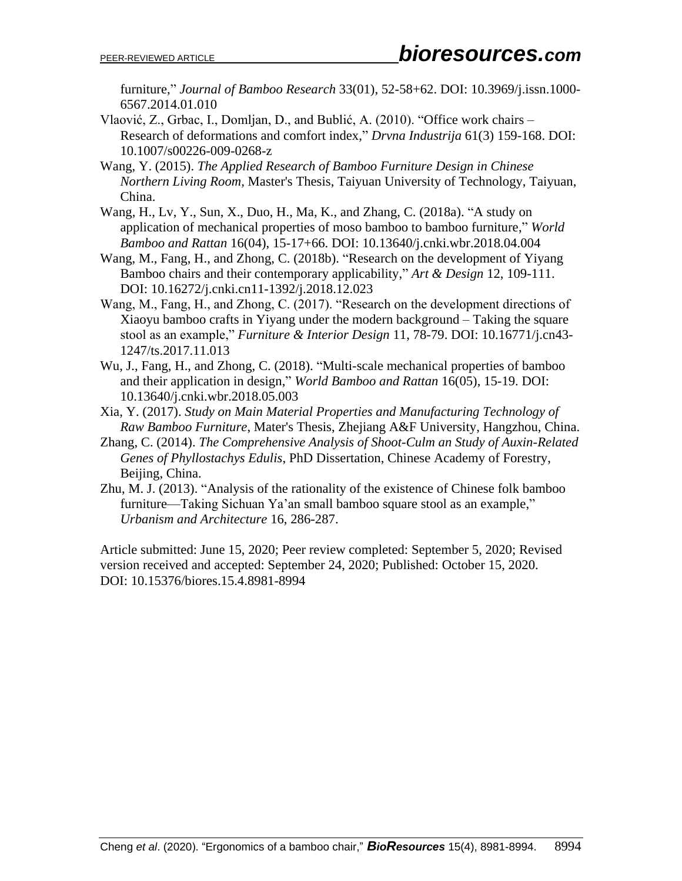furniture," *Journal of Bamboo Research* 33(01), 52-58+62. DOI: 10.3969/j.issn.1000-6567.2014.01.010

Vlaović, Z., Grbac, I., Domljan, D., and Bublić, A. (2010). "Office work chairs – Research of deformations and comfort index," *Drvna Industrija* 61(3) 159-168. DOI: 10.1007/s00226-009-0268-z

Wang, Y. (2015). *The Applied Research of Bamboo Furniture Design in Chinese Northern Living Room*, Master's Thesis, Taiyuan University of Technology, Taiyuan, China.

Wang, H., Lv, Y., Sun, X., Duo, H., Ma, K., and Zhang, C. (2018a). "A study on application of mechanical properties of moso bamboo to bamboo furniture," *World Bamboo and Rattan* 16(04), 15-17+66. DOI: 10.13640/j.cnki.wbr.2018.04.004

Wang, M., Fang, H., and Zhong, C. (2018b). "Research on the development of Yiyang Bamboo chairs and their contemporary applicability," *Art & Design* 12, 109-111. DOI: 10.16272/j.cnki.cn11-1392/j.2018.12.023

Wang, M., Fang, H., and Zhong, C. (2017). "Research on the development directions of Xiaoyu bamboo crafts in Yiyang under the modern background – Taking the square stool as an example," *Furniture & Interior Design* 11, 78-79. DOI: 10.16771/j.cn43-1247/ts.2017.11.013

Wu, J., Fang, H., and Zhong, C. (2018). "Multi-scale mechanical properties of bamboo and their application in design," *World Bamboo and Rattan* 16(05), 15-19. DOI: 10.13640/j.cnki.wbr.2018.05.003

Xia, Y. (2017). *Study on Main Material Properties and Manufacturing Technology of Raw Bamboo Furniture*, Mater's Thesis, Zhejiang A&F University, Hangzhou, China.

Zhang, C. (2014). *The Comprehensive Analysis of Shoot-Culm an Study of Auxin-Related Genes of Phyllostachys Edulis*, PhD Dissertation, Chinese Academy of Forestry, Beijing, China.

Zhu, M. J. (2013). "Analysis of the rationality of the existence of Chinese folk bamboo furniture—Taking Sichuan Ya'an small bamboo square stool as an example," *Urbanism and Architecture* 16, 286-287.

Article submitted: June 15, 2020; Peer review completed: September 5, 2020; Revised version received and accepted: September 24, 2020; Published: October 15, 2020.
DOI: 10.15376/biores.15.4.8981-8994